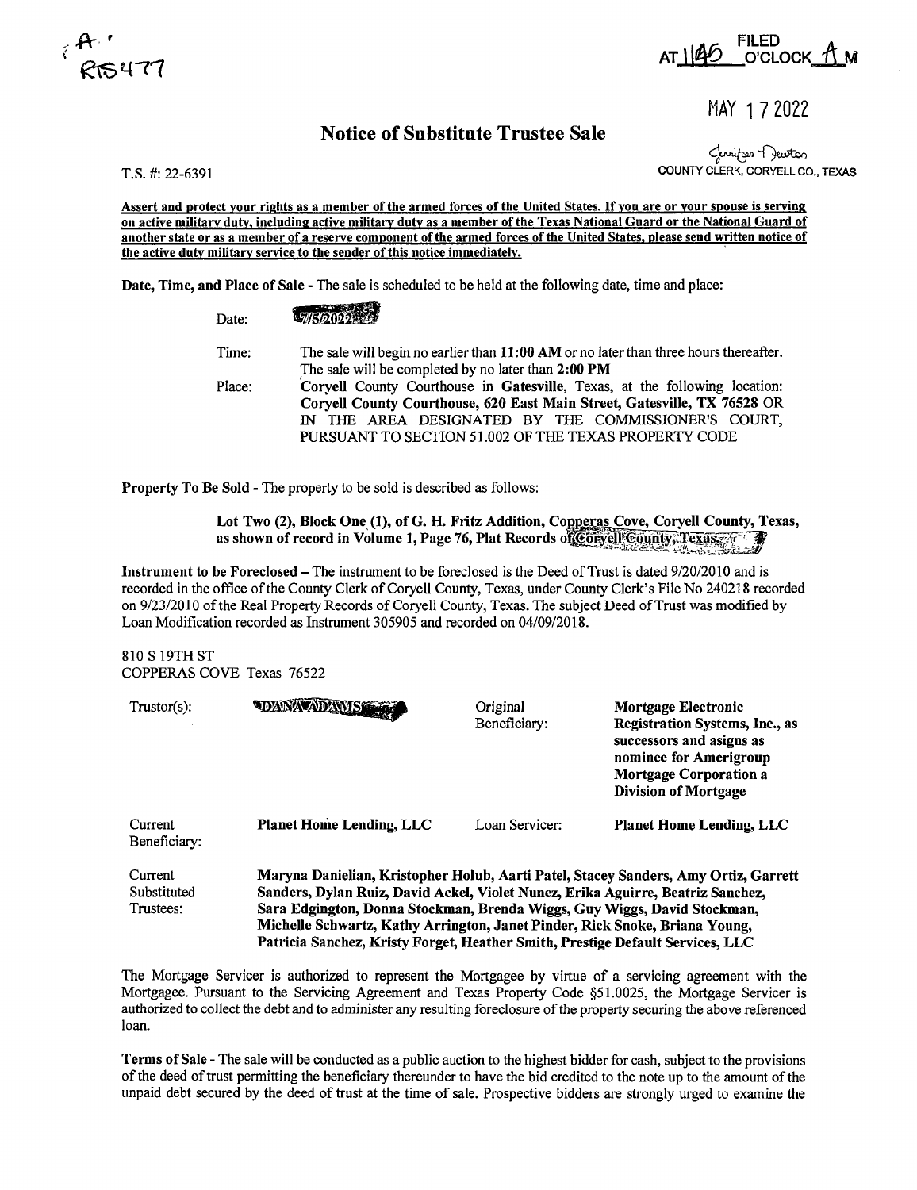A·
R15477

FILED
AT 11:45 O'CLOCK A M

MAY 17 2022

Jennifer Newton
COUNTY CLERK, CORYELL CO., TEXAS

# Notice of Substitute Trustee Sale

T.S. #: 22-6391

**Assert and protect your rights as a member of the armed forces of the United States. If you are or your spouse is serving on active military duty, including active military duty as a member of the Texas National Guard or the National Guard of another state or as a member of a reserve component of the armed forces of the United States, please send written notice of the active duty military service to the sender of this notice immediately.**

**Date, Time, and Place of Sale** - The sale is scheduled to be held at the following date, time and place:

Date: 7/5/2022

Time: The sale will begin no earlier than **11:00 AM** or no later than three hours thereafter. The sale will be completed by no later than **2:00 PM**

Place: **Coryell County Courthouse in Gatesville**, Texas, at the following location: **Coryell County Courthouse, 620 East Main Street, Gatesville, TX 76528** OR IN THE AREA DESIGNATED BY THE COMMISSIONER'S COURT, PURSUANT TO SECTION 51.002 OF THE TEXAS PROPERTY CODE

**Property To Be Sold** - The property to be sold is described as follows:

> **Lot Two (2), Block One (1), of G. H. Fritz Addition, Copperas Cove, Coryell County, Texas, as shown of record in Volume 1, Page 76, Plat Records of Coryell County, Texas.**

**Instrument to be Foreclosed** – The instrument to be foreclosed is the Deed of Trust is dated 9/20/2010 and is recorded in the office of the County Clerk of Coryell County, Texas, under County Clerk's File No 240218 recorded on 9/23/2010 of the Real Property Records of Coryell County, Texas. The subject Deed of Trust was modified by Loan Modification recorded as Instrument 305905 and recorded on 04/09/2018.

810 S 19TH ST
COPPERAS COVE Texas 76522

| | | | |
|---|---|---|---|
| Trustor(s): | **DANA ADAMS** | Original Beneficiary: | **Mortgage Electronic Registration Systems, Inc., as successors and asigns as nominee for Amerigroup Mortgage Corporation a Division of Mortgage** |
| Current Beneficiary: | **Planet Home Lending, LLC** | Loan Servicer: | **Planet Home Lending, LLC** |

Current Substituted Trustees: **Maryna Danielian, Kristopher Holub, Aarti Patel, Stacey Sanders, Amy Ortiz, Garrett Sanders, Dylan Ruiz, David Ackel, Violet Nunez, Erika Aguirre, Beatriz Sanchez, Sara Edgington, Donna Stockman, Brenda Wiggs, Guy Wiggs, David Stockman, Michelle Schwartz, Kathy Arrington, Janet Pinder, Rick Snoke, Briana Young, Patricia Sanchez, Kristy Forget, Heather Smith, Prestige Default Services, LLC**

The Mortgage Servicer is authorized to represent the Mortgagee by virtue of a servicing agreement with the Mortgagee. Pursuant to the Servicing Agreement and Texas Property Code §51.0025, the Mortgage Servicer is authorized to collect the debt and to administer any resulting foreclosure of the property securing the above referenced loan.

**Terms of Sale** - The sale will be conducted as a public auction to the highest bidder for cash, subject to the provisions of the deed of trust permitting the beneficiary thereunder to have the bid credited to the note up to the amount of the unpaid debt secured by the deed of trust at the time of sale. Prospective bidders are strongly urged to examine the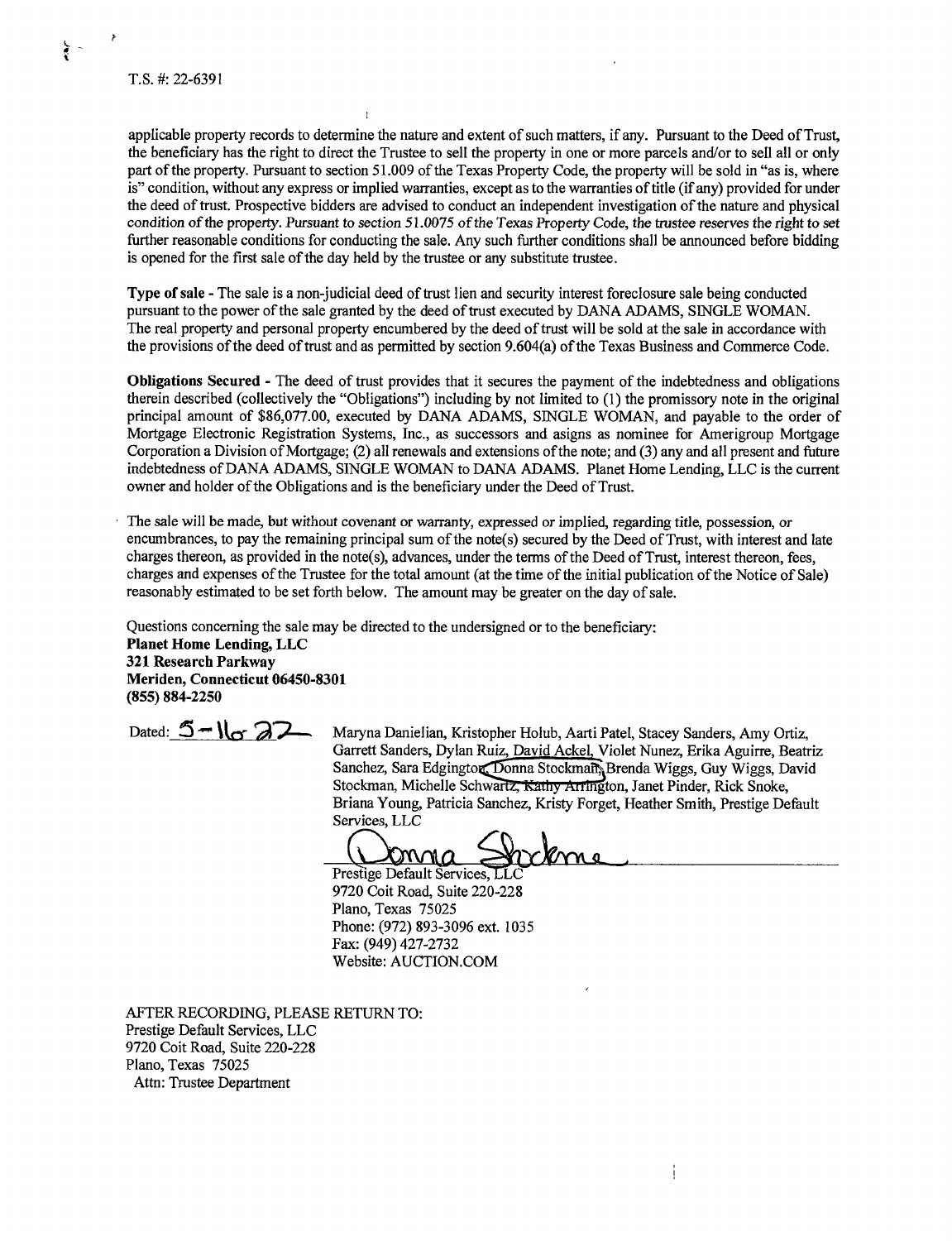T.S. #: 22-6391

applicable property records to determine the nature and extent of such matters, if any. Pursuant to the Deed of Trust, the beneficiary has the right to direct the Trustee to sell the property in one or more parcels and/or to sell all or only part of the property. Pursuant to section 51.009 of the Texas Property Code, the property will be sold in "as is, where is" condition, without any express or implied warranties, except as to the warranties of title (if any) provided for under the deed of trust. Prospective bidders are advised to conduct an independent investigation of the nature and physical condition of the property. *Pursuant to section 51.0075 of the Texas Property Code, the trustee reserves the right to set* further reasonable conditions for conducting the sale. Any such further conditions shall be announced before bidding is opened for the first sale of the day held by the trustee or any substitute trustee.

**Type of sale** - The sale is a non-judicial deed of trust lien and security interest foreclosure sale being conducted pursuant to the power of the sale granted by the deed of trust executed by DANA ADAMS, SINGLE WOMAN. The real property and personal property encumbered by the deed of trust will be sold at the sale in accordance with the provisions of the deed of trust and as permitted by section 9.604(a) of the Texas Business and Commerce Code.

**Obligations Secured** - The deed of trust provides that it secures the payment of the indebtedness and obligations therein described (collectively the "Obligations") including by not limited to (1) the promissory note in the original principal amount of $86,077.00, executed by DANA ADAMS, SINGLE WOMAN, and payable to the order of Mortgage Electronic Registration Systems, Inc., as successors and asigns as nominee for Amerigroup Mortgage Corporation a Division of Mortgage; (2) all renewals and extensions of the note; and (3) any and all present and future indebtedness of DANA ADAMS, SINGLE WOMAN to DANA ADAMS. Planet Home Lending, LLC is the current owner and holder of the Obligations and is the beneficiary under the Deed of Trust.

The sale will be made, but without covenant or warranty, expressed or implied, regarding title, possession, or encumbrances, to pay the remaining principal sum of the note(s) secured by the Deed of Trust, with interest and late charges thereon, as provided in the note(s), advances, under the terms of the Deed of Trust, interest thereon, fees, charges and expenses of the Trustee for the total amount (at the time of the initial publication of the Notice of Sale) reasonably estimated to be set forth below. The amount may be greater on the day of sale.

Questions concerning the sale may be directed to the undersigned or to the beneficiary:
**Planet Home Lending, LLC**
**321 Research Parkway**
**Meriden, Connecticut 06450-8301**
**(855) 884-2250**

Dated: 5-16-22

Maryna Danielian, Kristopher Holub, Aarti Patel, Stacey Sanders, Amy Ortiz, Garrett Sanders, Dylan Ruiz, David Ackel, Violet Nunez, Erika Aguirre, Beatriz Sanchez, Sara Edgington, Donna Stockman, Brenda Wiggs, Guy Wiggs, David Stockman, Michelle Schwartz, ~~Kathy Arrington~~, Janet Pinder, Rick Snoke, Briana Young, Patricia Sanchez, Kristy Forget, Heather Smith, Prestige Default Services, LLC

Donna Stockman

Prestige Default Services, LLC
9720 Coit Road, Suite 220-228
Plano, Texas 75025
Phone: (972) 893-3096 ext. 1035
Fax: (949) 427-2732
Website: AUCTION.COM

AFTER RECORDING, PLEASE RETURN TO:
Prestige Default Services, LLC
9720 Coit Road, Suite 220-228
Plano, Texas 75025
Attn: Trustee Department